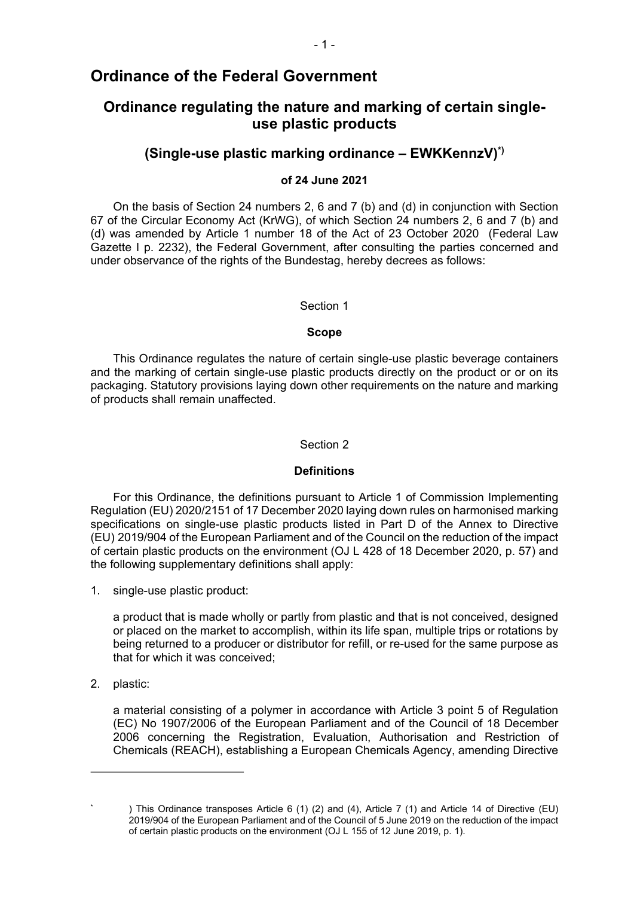# Ordinance of the Federal Government

## Ordinance regulating the nature and marking of certain single-use plastic products

## (Single-use plastic marking ordinance – EWKKennzV)[*]

**of 24 June 2021**

On the basis of Section 24 numbers 2, 6 and 7 (b) and (d) in conjunction with Section 67 of the Circular Economy Act (KrWG), of which Section 24 numbers 2, 6 and 7 (b) and (d) was amended by Article 1 number 18 of the Act of 23 October 2020 (Federal Law Gazette I p. 2232), the Federal Government, after consulting the parties concerned and under observance of the rights of the Bundestag, hereby decrees as follows:

Section 1

**Scope**

This Ordinance regulates the nature of certain single-use plastic beverage containers and the marking of certain single-use plastic products directly on the product or or on its packaging. Statutory provisions laying down other requirements on the nature and marking of products shall remain unaffected.

Section 2

**Definitions**

For this Ordinance, the definitions pursuant to Article 1 of Commission Implementing Regulation (EU) 2020/2151 of 17 December 2020 laying down rules on harmonised marking specifications on single-use plastic products listed in Part D of the Annex to Directive (EU) 2019/904 of the European Parliament and of the Council on the reduction of the impact of certain plastic products on the environment (OJ L 428 of 18 December 2020, p. 57) and the following supplementary definitions shall apply:

1. single-use plastic product:

   a product that is made wholly or partly from plastic and that is not conceived, designed or placed on the market to accomplish, within its life span, multiple trips or rotations by being returned to a producer or distributor for refill, or re-used for the same purpose as that for which it was conceived;

2. plastic:

   a material consisting of a polymer in accordance with Article 3 point 5 of Regulation (EC) No 1907/2006 of the European Parliament and of the Council of 18 December 2006 concerning the Registration, Evaluation, Authorisation and Restriction of Chemicals (REACH), establishing a European Chemicals Agency, amending Directive

---

[*]) This Ordinance transposes Article 6 (1) (2) and (4), Article 7 (1) and Article 14 of Directive (EU) 2019/904 of the European Parliament and of the Council of 5 June 2019 on the reduction of the impact of certain plastic products on the environment (OJ L 155 of 12 June 2019, p. 1).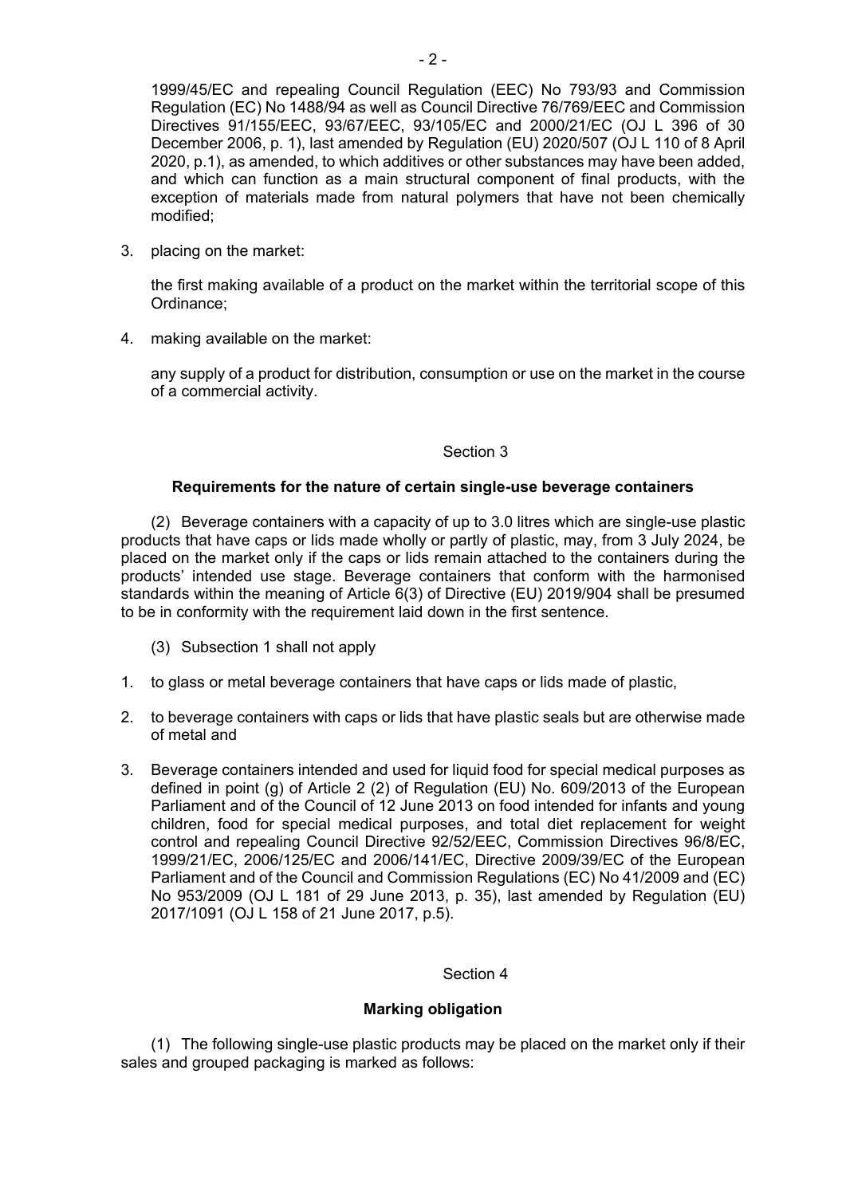1999/45/EC and repealing Council Regulation (EEC) No 793/93 and Commission Regulation (EC) No 1488/94 as well as Council Directive 76/769/EEC and Commission Directives 91/155/EEC, 93/67/EEC, 93/105/EC and 2000/21/EC (OJ L 396 of 30 December 2006, p. 1), last amended by Regulation (EU) 2020/507 (OJ L 110 of 8 April 2020, p.1), as amended, to which additives or other substances may have been added, and which can function as a main structural component of final products, with the exception of materials made from natural polymers that have not been chemically modified;

3. placing on the market:

   the first making available of a product on the market within the territorial scope of this Ordinance;

4. making available on the market:

   any supply of a product for distribution, consumption or use on the market in the course of a commercial activity.

Section 3

**Requirements for the nature of certain single-use beverage containers**

(2) Beverage containers with a capacity of up to 3.0 litres which are single-use plastic products that have caps or lids made wholly or partly of plastic, may, from 3 July 2024, be placed on the market only if the caps or lids remain attached to the containers during the products' intended use stage. Beverage containers that conform with the harmonised standards within the meaning of Article 6(3) of Directive (EU) 2019/904 shall be presumed to be in conformity with the requirement laid down in the first sentence.

(3) Subsection 1 shall not apply

1. to glass or metal beverage containers that have caps or lids made of plastic,
2. to beverage containers with caps or lids that have plastic seals but are otherwise made of metal and
3. Beverage containers intended and used for liquid food for special medical purposes as defined in point (g) of Article 2 (2) of Regulation (EU) No. 609/2013 of the European Parliament and of the Council of 12 June 2013 on food intended for infants and young children, food for special medical purposes, and total diet replacement for weight control and repealing Council Directive 92/52/EEC, Commission Directives 96/8/EC, 1999/21/EC, 2006/125/EC and 2006/141/EC, Directive 2009/39/EC of the European Parliament and of the Council and Commission Regulations (EC) No 41/2009 and (EC) No 953/2009 (OJ L 181 of 29 June 2013, p. 35), last amended by Regulation (EU) 2017/1091 (OJ L 158 of 21 June 2017, p.5).

Section 4

**Marking obligation**

(1) The following single-use plastic products may be placed on the market only if their sales and grouped packaging is marked as follows: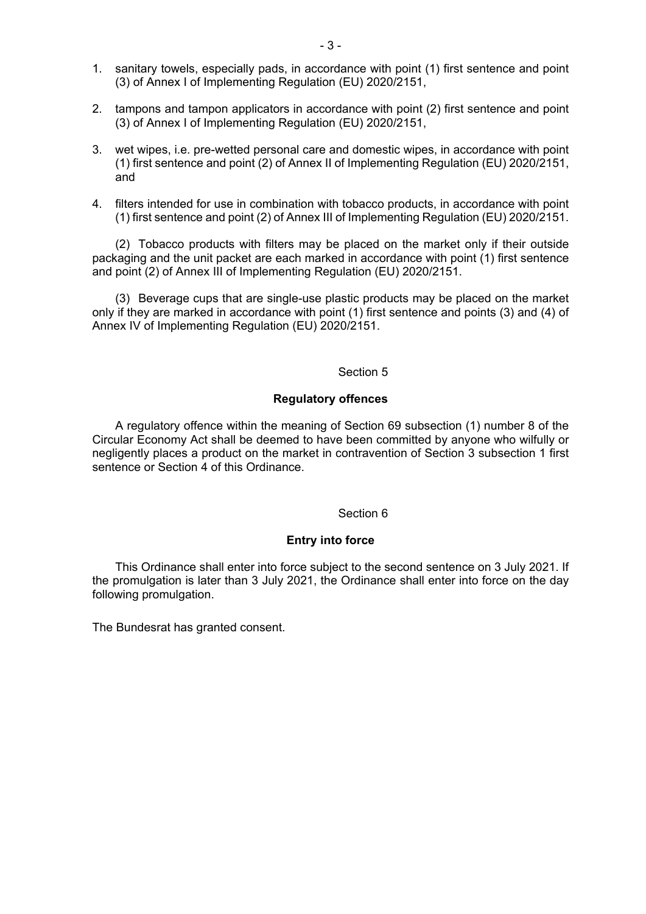1. sanitary towels, especially pads, in accordance with point (1) first sentence and point (3) of Annex I of Implementing Regulation (EU) 2020/2151,

2. tampons and tampon applicators in accordance with point (2) first sentence and point (3) of Annex I of Implementing Regulation (EU) 2020/2151,

3. wet wipes, i.e. pre-wetted personal care and domestic wipes, in accordance with point (1) first sentence and point (2) of Annex II of Implementing Regulation (EU) 2020/2151, and

4. filters intended for use in combination with tobacco products, in accordance with point (1) first sentence and point (2) of Annex III of Implementing Regulation (EU) 2020/2151.

(2) Tobacco products with filters may be placed on the market only if their outside packaging and the unit packet are each marked in accordance with point (1) first sentence and point (2) of Annex III of Implementing Regulation (EU) 2020/2151.

(3) Beverage cups that are single-use plastic products may be placed on the market only if they are marked in accordance with point (1) first sentence and points (3) and (4) of Annex IV of Implementing Regulation (EU) 2020/2151.

Section 5

**Regulatory offences**

A regulatory offence within the meaning of Section 69 subsection (1) number 8 of the Circular Economy Act shall be deemed to have been committed by anyone who wilfully or negligently places a product on the market in contravention of Section 3 subsection 1 first sentence or Section 4 of this Ordinance.

Section 6

**Entry into force**

This Ordinance shall enter into force subject to the second sentence on 3 July 2021. If the promulgation is later than 3 July 2021, the Ordinance shall enter into force on the day following promulgation.

The Bundesrat has granted consent.